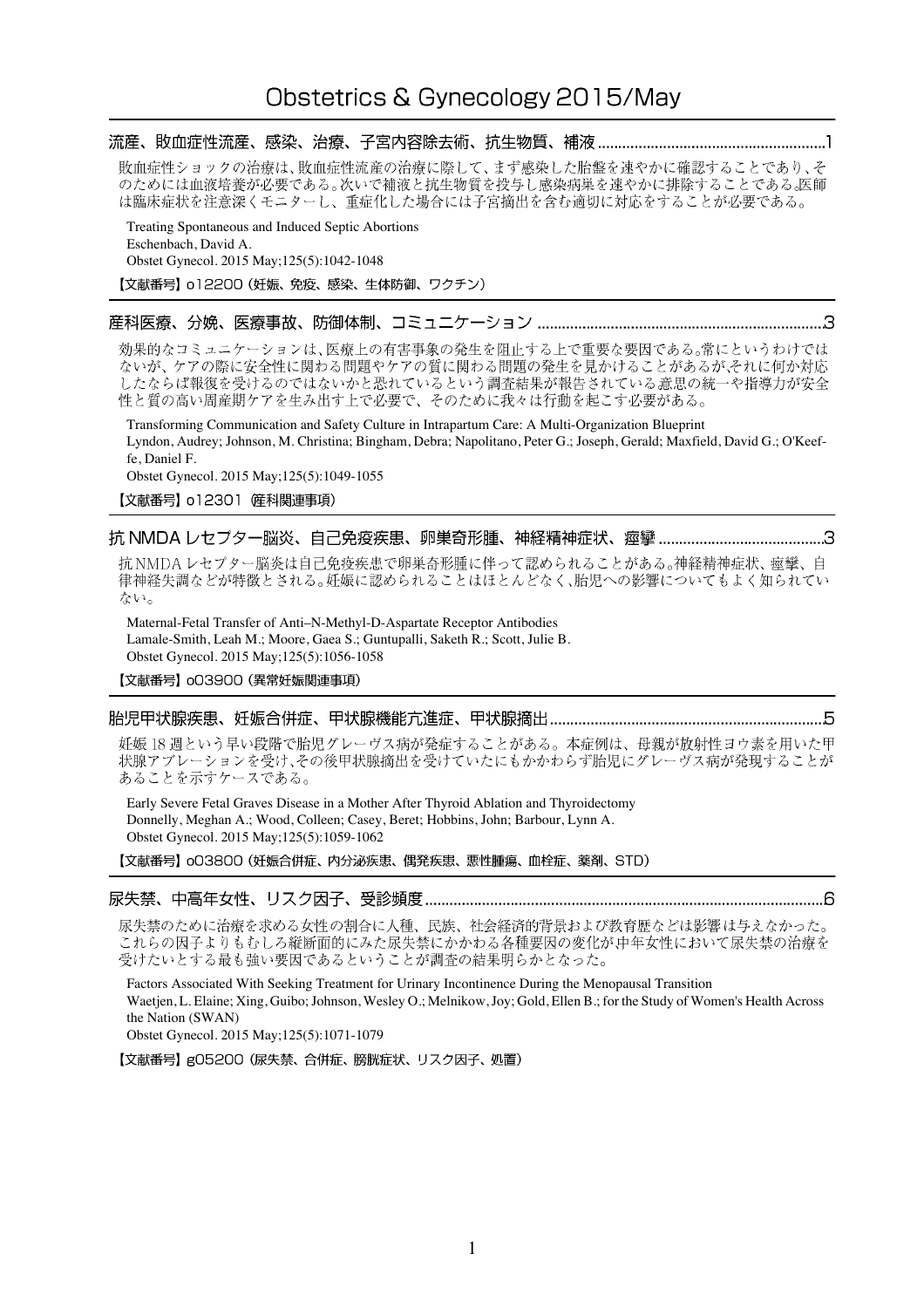# Obstetrics & Gynecology 2015/May

## 流産、敗血症性流産、感染、治療、子宮内容除去術、抗生物質、補液 ........................................................1

敗血症性ショックの治療は、敗血症性流産の治療に際して、まず感染した胎盤を速やかに確認することであり、そのためには血液培養が必要である。次いで補液と抗生物質を投与し感染病巣を速やかに排除することである。医師は臨床症状を注意深くモニターし、重症化した場合には子宮摘出を含む適切に対応をすることが必要である。

Treating Spontaneous and Induced Septic Abortions
Eschenbach, David A.
Obstet Gynecol. 2015 May;125(5):1042-1048

【文献番号】o12200（妊娠、免疫、感染、生体防御、ワクチン）

## 産科医療、分娩、医療事故、防御体制、コミュニケーション ......................................................................3

効果的なコミュニケーションは、医療上の有害事象の発生を阻止する上で重要な要因である。常にというわけではないが、ケアの際に安全性に関わる問題やケアの質に関わる問題の発生を見かけることがあるが、それに何か対応したならば報復を受けるのではないかと恐れているという調査結果が報告されている。意思の統一や指導力が安全性と質の高い周産期ケアを生み出す上で必要で、そのために我々は行動を起こす必要がある。

Transforming Communication and Safety Culture in Intrapartum Care: A Multi-Organization Blueprint
Lyndon, Audrey; Johnson, M. Christina; Bingham, Debra; Napolitano, Peter G.; Joseph, Gerald; Maxfield, David G.; O'Keeffe, Daniel F.
Obstet Gynecol. 2015 May;125(5):1049-1055

【文献番号】o12301（産科関連事項）

## 抗 NMDA レセプター脳炎、自己免疫疾患、卵巣奇形腫、神経精神症状、痙攣 ........................................3

抗NMDAレセプター脳炎は自己免疫疾患で卵巣奇形腫に伴って認められることがある。神経精神症状、痙攣、自律神経失調などが特徴とされる。妊娠に認められることはほとんどなく、胎児への影響についてもよく知られていない。

Maternal-Fetal Transfer of Anti–N-Methyl-D-Aspartate Receptor Antibodies
Lamale-Smith, Leah M.; Moore, Gaea S.; Guntupalli, Saketh R.; Scott, Julie B.
Obstet Gynecol. 2015 May;125(5):1056-1058

【文献番号】o03900（異常妊娠関連事項）

## 胎児甲状腺疾患、妊娠合併症、甲状腺機能亢進症、甲状腺摘出 ..................................................................5

妊娠 18 週という早い段階で胎児グレーヴス病が発症することがある。本症例は、母親が放射性ヨウ素を用いた甲状腺アブレーションを受け、その後甲状腺摘出を受けていたにもかかわらず胎児にグレーヴス病が発現することがあることを示すケースである。

Early Severe Fetal Graves Disease in a Mother After Thyroid Ablation and Thyroidectomy
Donnelly, Meghan A.; Wood, Colleen; Casey, Beret; Hobbins, John; Barbour, Lynn A.
Obstet Gynecol. 2015 May;125(5):1059-1062

【文献番号】o03800（妊娠合併症、内分泌疾患、偶発疾患、悪性腫瘍、血栓症、薬剤、STD）

## 尿失禁、中高年女性、リスク因子、受診頻度 ..................................................................................................6

尿失禁のために治療を求める女性の割合に人種、民族、社会経済的背景および教育歴などは影響は与えなかった。これらの因子よりもむしろ縦断面的にみた尿失禁にかかわる各種要因の変化が中年女性において尿失禁の治療を受けたいとする最も強い要因であるということが調査の結果明らかとなった。

Factors Associated With Seeking Treatment for Urinary Incontinence During the Menopausal Transition
Waetjen, L. Elaine; Xing, Guibo; Johnson, Wesley O.; Melnikow, Joy; Gold, Ellen B.; for the Study of Women's Health Across the Nation (SWAN)
Obstet Gynecol. 2015 May;125(5):1071-1079

【文献番号】g05200（尿失禁、合併症、膀胱症状、リスク因子、処置）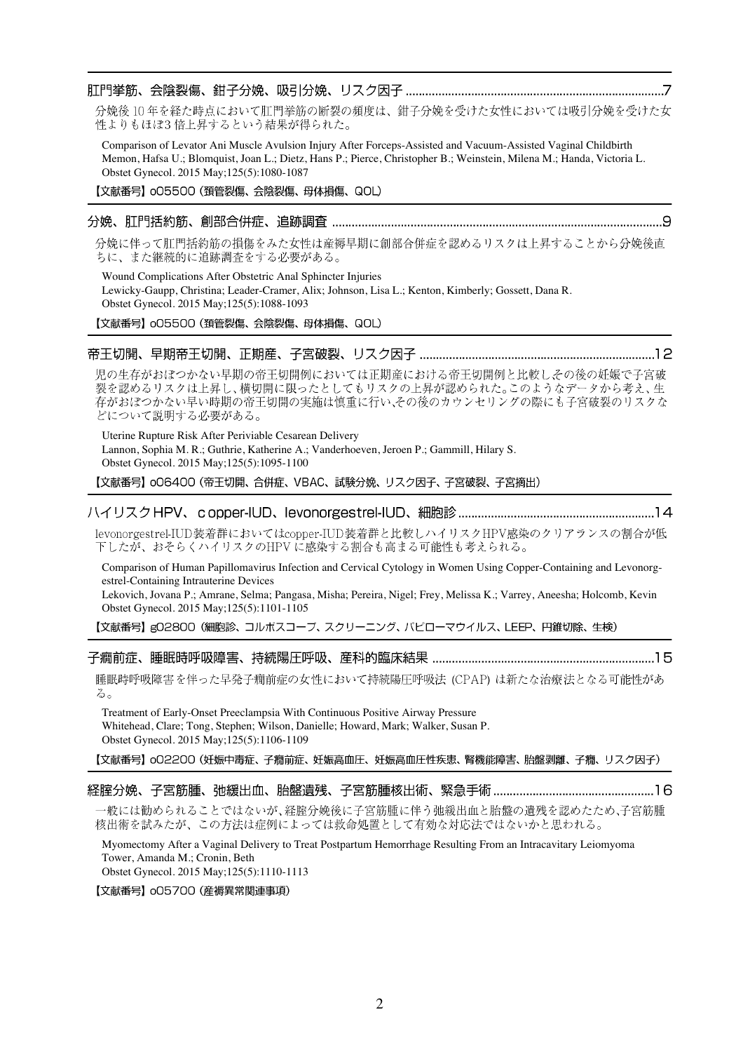## 肛門挙筋、会陰裂傷、鉗子分娩、吸引分娩、リスク因子 ..............................7

分娩後 10 年を経た時点において肛門挙筋の断裂の頻度は、鉗子分娩を受けた女性においては吸引分娩を受けた女性よりもほぼ3 倍上昇するという結果が得られた。

Comparison of Levator Ani Muscle Avulsion Injury After Forceps-Assisted and Vacuum-Assisted Vaginal Childbirth
Memon, Hafsa U.; Blomquist, Joan L.; Dietz, Hans P.; Pierce, Christopher B.; Weinstein, Milena M.; Handa, Victoria L.
Obstet Gynecol. 2015 May;125(5):1080-1087

【文献番号】o05500（頚管裂傷、会陰裂傷、母体損傷、QOL）

## 分娩、肛門括約筋、創部合併症、追跡調査 ..............................9

分娩に伴って肛門括約筋の損傷をみた女性は産褥早期に創部合併症を認めるリスクは上昇することから分娩後直ちに、また継続的に追跡調査をする必要がある。

Wound Complications After Obstetric Anal Sphincter Injuries
Lewicky-Gaupp, Christina; Leader-Cramer, Alix; Johnson, Lisa L.; Kenton, Kimberly; Gossett, Dana R.
Obstet Gynecol. 2015 May;125(5):1088-1093

【文献番号】o05500（頚管裂傷、会陰裂傷、母体損傷、QOL）

## 帝王切開、早期帝王切開、正期産、子宮破裂、リスク因子 ..............................12

児の生存がおぼつかない早期の帝王切開例においては正期産における帝王切開例と比較しその後の妊娠で子宮破裂を認めるリスクは上昇し、横切開に限ったとしてもリスクの上昇が認められた。このようなデータから考え、生存がおぼつかない早い時期の帝王切開の実施は慎重に行い、その後のカウンセリングの際にも子宮破裂のリスクなどについて説明する必要がある。

Uterine Rupture Risk After Periviable Cesarean Delivery
Lannon, Sophia M. R.; Guthrie, Katherine A.; Vanderhoeven, Jeroen P.; Gammill, Hilary S.
Obstet Gynecol. 2015 May;125(5):1095-1100

【文献番号】o06400（帝王切開、合併症、VBAC、試験分娩、リスク因子、子宮破裂、子宮摘出）

## ハイリスクHPV、copper-IUD、levonorgestrel-IUD、細胞診 ..............................14

levonorgestrel-IUD装着群においてはcopper-IUD装着群と比較しハイリスクHPV感染のクリアランスの割合が低下したが、おそらくハイリスクのHPV に感染する割合も高まる可能性も考えられる。

Comparison of Human Papillomavirus Infection and Cervical Cytology in Women Using Copper-Containing and Levonorgestrel-Containing Intrauterine Devices
Lekovich, Jovana P.; Amrane, Selma; Pangasa, Misha; Pereira, Nigel; Frey, Melissa K.; Varrey, Aneesha; Holcomb, Kevin
Obstet Gynecol. 2015 May;125(5):1101-1105

【文献番号】g02800（細胞診、コルポスコープ、スクリーニング、パピローマウイルス、LEEP、円錐切除、生検）

## 子癇前症、睡眠時呼吸障害、持続陽圧呼吸、産科的臨床結果 ..............................15

睡眠時呼吸障害を伴った早発子癇前症の女性において持続陽圧呼吸法 (CPAP) は新たな治療法となる可能性がある。

Treatment of Early-Onset Preeclampsia With Continuous Positive Airway Pressure
Whitehead, Clare; Tong, Stephen; Wilson, Danielle; Howard, Mark; Walker, Susan P.
Obstet Gynecol. 2015 May;125(5):1106-1109

【文献番号】o02200（妊娠中毒症、子癇前症、妊娠高血圧、妊娠高血圧性疾患、腎機能障害、胎盤剥離、子癇、リスク因子）

## 経腟分娩、子宮筋腫、弛緩出血、胎盤遺残、子宮筋腫核出術、緊急手術 ..............................16

一般には勧められることではないが、経腟分娩後に子宮筋腫に伴う弛緩出血と胎盤の遺残を認めたため、子宮筋腫核出術を試みたが、この方法は症例によっては救命処置として有効な対応法ではないかと思われる。

Myomectomy After a Vaginal Delivery to Treat Postpartum Hemorrhage Resulting From an Intracavitary Leiomyoma
Tower, Amanda M.; Cronin, Beth
Obstet Gynecol. 2015 May;125(5):1110-1113

【文献番号】o05700（産褥異常関連事項）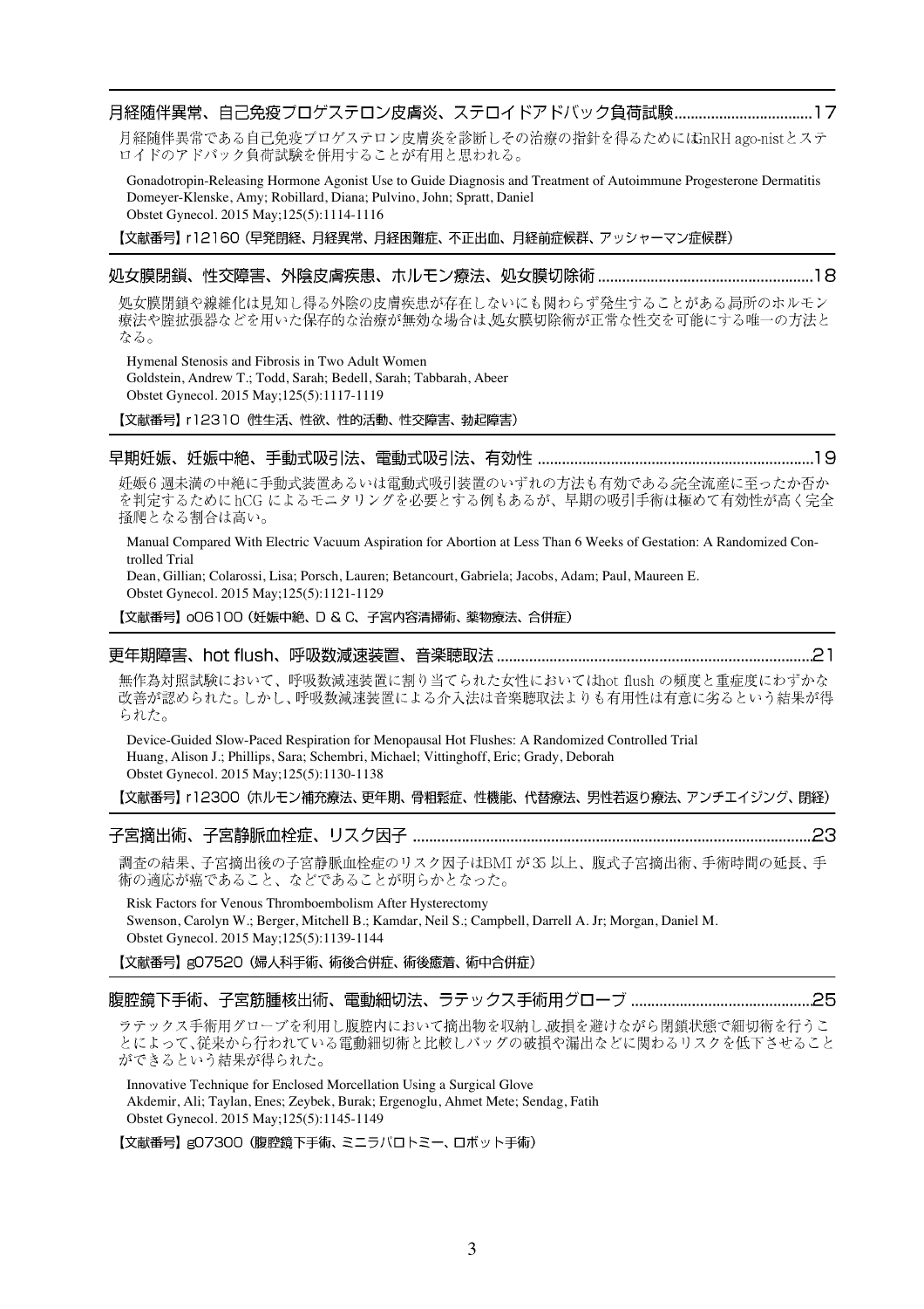## 月経随伴異常、自己免疫プロゲステロン皮膚炎、ステロイドアドバック負荷試験 ..............................17

月経随伴異常である自己免疫プロゲステロン皮膚炎を診断しその治療の指針を得るためにはGnRH ago-nistとステロイドのアドバック負荷試験を併用することが有用と思われる。

Gonadotropin-Releasing Hormone Agonist Use to Guide Diagnosis and Treatment of Autoimmune Progesterone Dermatitis
Domeyer-Klenske, Amy; Robillard, Diana; Pulvino, John; Spratt, Daniel
Obstet Gynecol. 2015 May;125(5):1114-1116

【文献番号】r12160（早発閉経、月経異常、月経困難症、不正出血、月経前症候群、アッシャーマン症候群）

## 処女膜閉鎖、性交障害、外陰皮膚疾患、ホルモン療法、処女膜切除術 ..............................18

処女膜閉鎖や線維化は見知し得る外陰の皮膚疾患が存在しないにも関わらず発生することがある。局所のホルモン療法や膣拡張器などを用いた保存的な治療が無効な場合は、処女膜切除術が正常な性交を可能にする唯一の方法となる。

Hymenal Stenosis and Fibrosis in Two Adult Women
Goldstein, Andrew T.; Todd, Sarah; Bedell, Sarah; Tabbarah, Abeer
Obstet Gynecol. 2015 May;125(5):1117-1119

【文献番号】r12310（性生活、性欲、性的活動、性交障害、勃起障害）

## 早期妊娠、妊娠中絶、手動式吸引法、電動式吸引法、有効性 ..............................19

妊娠6週未満の中絶に手動式装置あるいは電動式吸引装置のいずれの方法も有効である。完全流産に至ったか否かを判定するためにhCGによるモニタリングを必要とする例もあるが、早期の吸引手術は極めて有効性が高く完全掻爬となる割合は高い。

Manual Compared With Electric Vacuum Aspiration for Abortion at Less Than 6 Weeks of Gestation: A Randomized Controlled Trial
Dean, Gillian; Colarossi, Lisa; Porsch, Lauren; Betancourt, Gabriela; Jacobs, Adam; Paul, Maureen E.
Obstet Gynecol. 2015 May;125(5):1121-1129

【文献番号】o06100（妊娠中絶、D & C、子宮内容清掃術、薬物療法、合併症）

## 更年期障害、hot flush、呼吸数減速装置、音楽聴取法 ..............................21

無作為対照試験において、呼吸数減速装置に割り当てられた女性においてはhot flushの頻度と重症度にわずかな改善が認められた。しかし、呼吸数減速装置による介入法は音楽聴取法よりも有用性は有意に劣るという結果が得られた。

Device-Guided Slow-Paced Respiration for Menopausal Hot Flushes: A Randomized Controlled Trial
Huang, Alison J.; Phillips, Sara; Schembri, Michael; Vittinghoff, Eric; Grady, Deborah
Obstet Gynecol. 2015 May;125(5):1130-1138

【文献番号】r12300（ホルモン補充療法、更年期、骨粗鬆症、性機能、代替療法、男性若返り療法、アンチエイジング、閉経）

## 子宮摘出術、子宮静脈血栓症、リスク因子 ..............................23

調査の結果、子宮摘出後の子宮静脈血栓症のリスク因子はBMIが35以上、腹式子宮摘出術、手術時間の延長、手術の適応が癌であること、などであることが明らかとなった。

Risk Factors for Venous Thromboembolism After Hysterectomy
Swenson, Carolyn W.; Berger, Mitchell B.; Kamdar, Neil S.; Campbell, Darrell A. Jr; Morgan, Daniel M.
Obstet Gynecol. 2015 May;125(5):1139-1144

【文献番号】g07520（婦人科手術、術後合併症、術後癒着、術中合併症）

## 腹腔鏡下手術、子宮筋腫核出術、電動細切法、ラテックス手術用グローブ ..............................25

ラテックス手術用グローブを利用し腹腔内において摘出物を収納し、破損を避けながら閉鎖状態で細切術を行うことによって、従来から行われている電動細切術と比較しバッグの破損や漏出などに関わるリスクを低下させることができるという結果が得られた。

Innovative Technique for Enclosed Morcellation Using a Surgical Glove
Akdemir, Ali; Taylan, Enes; Zeybek, Burak; Ergenoglu, Ahmet Mete; Sendag, Fatih
Obstet Gynecol. 2015 May;125(5):1145-1149

【文献番号】g07300（腹腔鏡下手術、ミニラパロトミー、ロボット手術）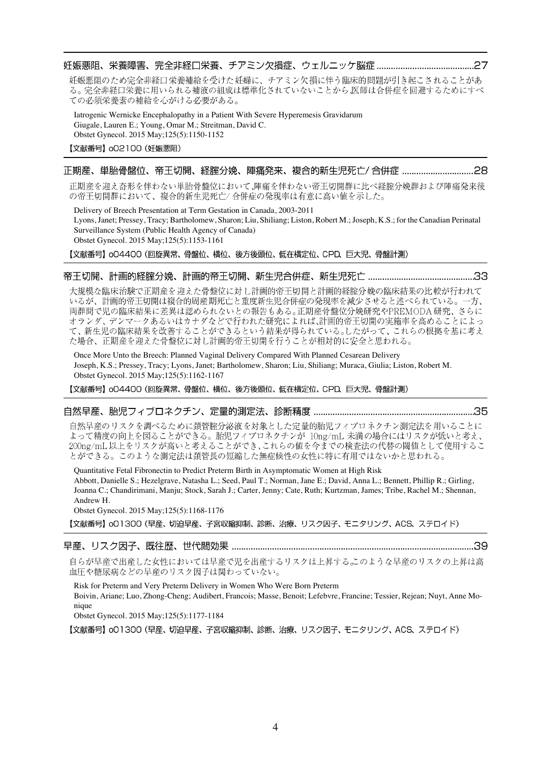## 妊娠悪阻、栄養障害、完全非経口栄養、チアミン欠損症、ウェルニッケ脳症 ........................................27

妊娠悪阻のため完全非経口栄養補給を受けた妊婦に、チアミン欠損に伴う臨床的問題が引き起こされることがある。完全非経口栄養に用いられる補液の組成は標準化されていないことから,医師は合併症を回避するためにすべての必須栄養素の補給を心がける必要がある。

Iatrogenic Wernicke Encephalopathy in a Patient With Severe Hyperemesis Gravidarum
Giugale, Lauren E.; Young, Omar M.; Streitman, David C.
Obstet Gynecol. 2015 May;125(5):1150-1152

【文献番号】o02100（妊娠悪阻）

## 正期産、単胎骨盤位、帝王切開、経腟分娩、陣痛発来、複合的新生児死亡/合併症 .............................28

正期産を迎え奇形を伴わない単胎骨盤位において,陣痛を伴わない帝王切開群に比べ経腟分娩群および陣痛発来後の帝王切開群において、複合的新生児死亡/合併症の発現率は有意に高い値を示した。

Delivery of Breech Presentation at Term Gestation in Canada, 2003-2011
Lyons, Janet; Pressey, Tracy; Bartholomew, Sharon; Liu, Shiliang; Liston, Robert M.; Joseph, K.S.; for the Canadian Perinatal Surveillance System (Public Health Agency of Canada)
Obstet Gynecol. 2015 May;125(5):1153-1161

【文献番号】o04400（回旋異常、骨盤位、横位、後方後頭位、低在横定位、CPD、巨大児、骨盤計測）

## 帝王切開、計画的経腟分娩、計画的帝王切開、新生児合併症、新生児死亡 ...........................................33

大規模な臨床治験で正期産を迎えた骨盤位に対し計画的帝王切開と計画的経腟分娩の臨床結果の比較が行われているが、計画的帝王切開は複合的周産期死亡と重度新生児合併症の発現率を減少させると述べられている。一方、両群間で児の臨床結果に差異は認められないとの報告もある。正期産骨盤位分娩研究やPREMODA研究、さらにオランダ、デンマークあるいはカナダなどで行われた研究によれば,計画的帝王切開の実施率を高めることによって、新生児の臨床結果を改善することができるという結果が得られている。したがって、これらの根拠を基に考えた場合、正期産を迎えた骨盤位に対し計画的帝王切開を行うことが相対的に安全と思われる。

Once More Unto the Breech: Planned Vaginal Delivery Compared With Planned Cesarean Delivery
Joseph, K.S.; Pressey, Tracy; Lyons, Janet; Bartholomew, Sharon; Liu, Shiliang; Muraca, Giulia; Liston, Robert M.
Obstet Gynecol. 2015 May;125(5):1162-1167

【文献番号】o04400（回旋異常、骨盤位、横位、後方後頭位、低在横定位、CPD、巨大児、骨盤計測）

## 自然早産、胎児フィブロネクチン、定量的測定法、診断精度 ..................................................................35

自然早産のリスクを調べるために頸管腟分泌液を対象とした定量的胎児フィブロネクチン測定法を用いることによって精度の向上を図ることができる。胎児フィブロネクチンが 10ng/mL 未満の場合にはリスクが低いと考え、200ng/mL以上をリスクが高いと考えることができ,これらの値を今までの検査法の代替の閾値として使用することができる。このような測定法は頸管長の短縮した無症候性の女性に特に有用ではないかと思われる。

Quantitative Fetal Fibronectin to Predict Preterm Birth in Asymptomatic Women at High Risk
Abbott, Danielle S.; Hezelgrave, Natasha L.; Seed, Paul T.; Norman, Jane E.; David, Anna L.; Bennett, Phillip R.; Girling, Joanna C.; Chandirimani, Manju; Stock, Sarah J.; Carter, Jenny; Cate, Ruth; Kurtzman, James; Tribe, Rachel M.; Shennan, Andrew H.
Obstet Gynecol. 2015 May;125(5):1168-1176

【文献番号】o01300（早産、切迫早産、子宮収縮抑制、診断、治療、リスク因子、モニタリング、ACS、ステロイド）

## 早産、リスク因子、既往歴、世代間効果 ....................................................................................................39

自らが早産で出産した女性においては早産で児を出産するリスクは上昇する。このような早産のリスクの上昇は高血圧や糖尿病などの早産のリスク因子は関わっていない。

Risk for Preterm and Very Preterm Delivery in Women Who Were Born Preterm
Boivin, Ariane; Luo, Zhong-Cheng; Audibert, Francois; Masse, Benoit; Lefebvre, Francine; Tessier, Rejean; Nuyt, Anne Monique
Obstet Gynecol. 2015 May;125(5):1177-1184

【文献番号】o01300（早産、切迫早産、子宮収縮抑制、診断、治療、リスク因子、モニタリング、ACS、ステロイド）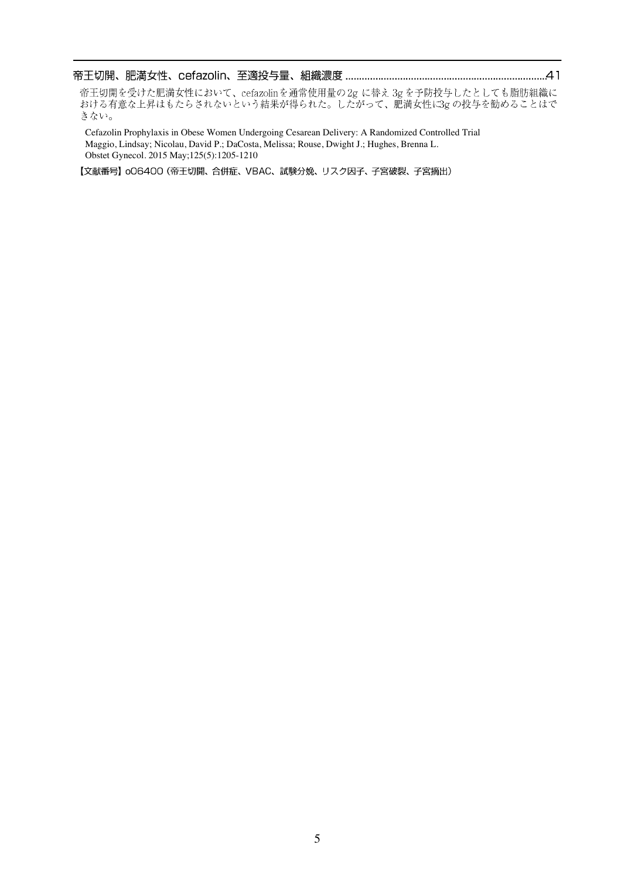## 帝王切開、肥満女性、cefazolin、至適投与量、組織濃度 ........................................................................41

帝王切開を受けた肥満女性において、cefazolinを通常使用量の2g に替え 3g を予防投与したとしても脂肪組織における有意な上昇はもたらされないという結果が得られた。したがって、肥満女性に3g の投与を勧めることはできない。

Cefazolin Prophylaxis in Obese Women Undergoing Cesarean Delivery: A Randomized Controlled Trial
Maggio, Lindsay; Nicolau, David P.; DaCosta, Melissa; Rouse, Dwight J.; Hughes, Brenna L.
Obstet Gynecol. 2015 May;125(5):1205-1210

【文献番号】o06400（帝王切開、合併症、VBAC、試験分娩、リスク因子、子宮破裂、子宮摘出）